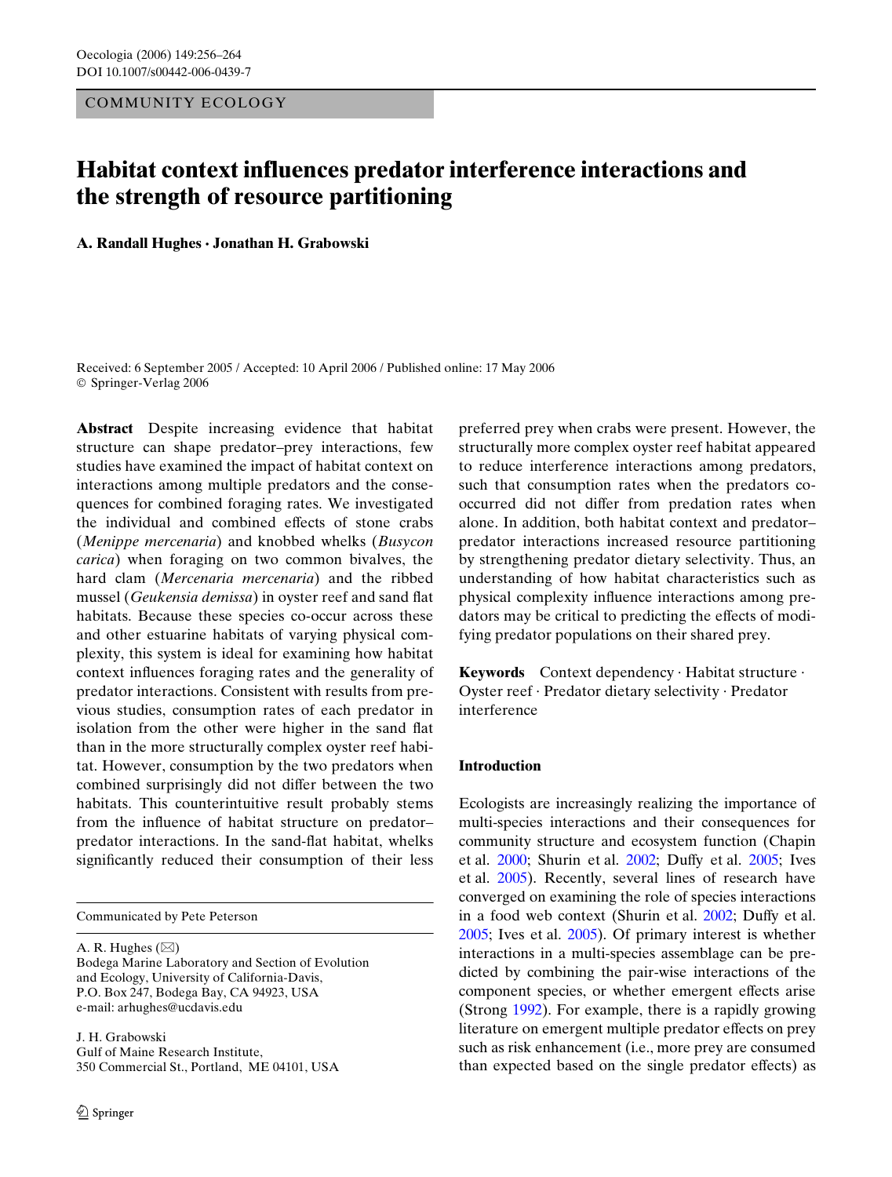COMMUNITY ECOLOGY

# Habitat context influences predator interference interactions and the strength of resource partitioning

**A. Randall Hughes · Jonathan H. Grabowski**

Received: 6 September 2005 / Accepted: 10 April 2006 / Published online: 17 May 2006
© Springer-Verlag 2006

**Abstract** Despite increasing evidence that habitat structure can shape predator–prey interactions, few studies have examined the impact of habitat context on interactions among multiple predators and the consequences for combined foraging rates. We investigated the individual and combined effects of stone crabs (*Menippe mercenaria*) and knobbed whelks (*Busycon carica*) when foraging on two common bivalves, the hard clam (*Mercenaria mercenaria*) and the ribbed mussel (*Geukensia demissa*) in oyster reef and sand flat habitats. Because these species co-occur across these and other estuarine habitats of varying physical complexity, this system is ideal for examining how habitat context influences foraging rates and the generality of predator interactions. Consistent with results from previous studies, consumption rates of each predator in isolation from the other were higher in the sand flat than in the more structurally complex oyster reef habitat. However, consumption by the two predators when combined surprisingly did not differ between the two habitats. This counterintuitive result probably stems from the influence of habitat structure on predator–predator interactions. In the sand-flat habitat, whelks significantly reduced their consumption of their less preferred prey when crabs were present. However, the structurally more complex oyster reef habitat appeared to reduce interference interactions among predators, such that consumption rates when the predators co-occurred did not differ from predation rates when alone. In addition, both habitat context and predator–predator interactions increased resource partitioning by strengthening predator dietary selectivity. Thus, an understanding of how habitat characteristics such as physical complexity influence interactions among predators may be critical to predicting the effects of modifying predator populations on their shared prey.

**Keywords** Context dependency · Habitat structure · Oyster reef · Predator dietary selectivity · Predator interference

Communicated by Pete Peterson

A. R. Hughes (✉)
Bodega Marine Laboratory and Section of Evolution and Ecology, University of California-Davis, P.O. Box 247, Bodega Bay, CA 94923, USA
e-mail: arhughes@ucdavis.edu

J. H. Grabowski
Gulf of Maine Research Institute, 350 Commercial St., Portland, ME 04101, USA

## Introduction

Ecologists are increasingly realizing the importance of multi-species interactions and their consequences for community structure and ecosystem function (Chapin et al. 2000; Shurin et al. 2002; Duffy et al. 2005; Ives et al. 2005). Recently, several lines of research have converged on examining the role of species interactions in a food web context (Shurin et al. 2002; Duffy et al. 2005; Ives et al. 2005). Of primary interest is whether interactions in a multi-species assemblage can be predicted by combining the pair-wise interactions of the component species, or whether emergent effects arise (Strong 1992). For example, there is a rapidly growing literature on emergent multiple predator effects on prey such as risk enhancement (i.e., more prey are consumed than expected based on the single predator effects) as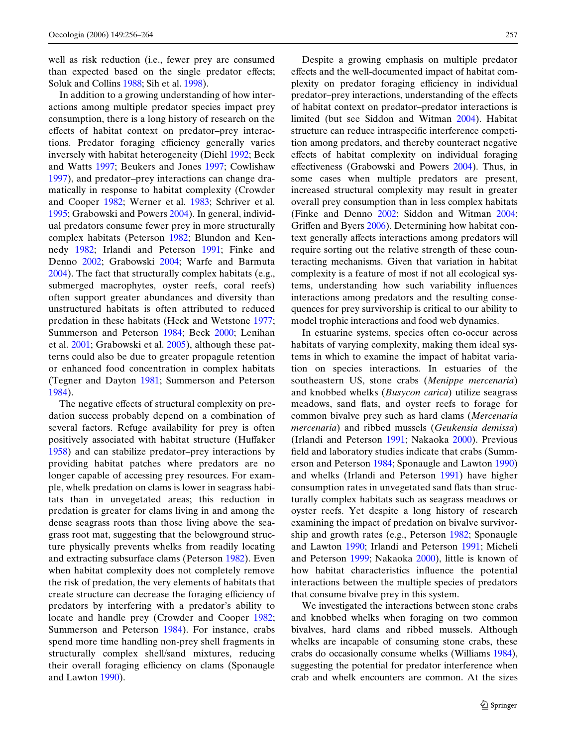well as risk reduction (i.e., fewer prey are consumed than expected based on the single predator effects; Soluk and Collins 1988; Sih et al. 1998).

In addition to a growing understanding of how interactions among multiple predator species impact prey consumption, there is a long history of research on the effects of habitat context on predator–prey interactions. Predator foraging efficiency generally varies inversely with habitat heterogeneity (Diehl 1992; Beck and Watts 1997; Beukers and Jones 1997; Cowlishaw 1997), and predator–prey interactions can change dramatically in response to habitat complexity (Crowder and Cooper 1982; Werner et al. 1983; Schriver et al. 1995; Grabowski and Powers 2004). In general, individual predators consume fewer prey in more structurally complex habitats (Peterson 1982; Blundon and Kennedy 1982; Irlandi and Peterson 1991; Finke and Denno 2002; Grabowski 2004; Warfe and Barmuta 2004). The fact that structurally complex habitats (e.g., submerged macrophytes, oyster reefs, coral reefs) often support greater abundances and diversity than unstructured habitats is often attributed to reduced predation in these habitats (Heck and Wetstone 1977; Summerson and Peterson 1984; Beck 2000; Lenihan et al. 2001; Grabowski et al. 2005), although these patterns could also be due to greater propagule retention or enhanced food concentration in complex habitats (Tegner and Dayton 1981; Summerson and Peterson 1984).

The negative effects of structural complexity on predation success probably depend on a combination of several factors. Refuge availability for prey is often positively associated with habitat structure (Huffaker 1958) and can stabilize predator–prey interactions by providing habitat patches where predators are no longer capable of accessing prey resources. For example, whelk predation on clams is lower in seagrass habitats than in unvegetated areas; this reduction in predation is greater for clams living in and among the dense seagrass roots than those living above the seagrass root mat, suggesting that the belowground structure physically prevents whelks from readily locating and extracting subsurface clams (Peterson 1982). Even when habitat complexity does not completely remove the risk of predation, the very elements of habitats that create structure can decrease the foraging efficiency of predators by interfering with a predator's ability to locate and handle prey (Crowder and Cooper 1982; Summerson and Peterson 1984). For instance, crabs spend more time handling non-prey shell fragments in structurally complex shell/sand mixtures, reducing their overall foraging efficiency on clams (Sponaugle and Lawton 1990).

Despite a growing emphasis on multiple predator effects and the well-documented impact of habitat complexity on predator foraging efficiency in individual predator–prey interactions, understanding of the effects of habitat context on predator–predator interactions is limited (but see Siddon and Witman 2004). Habitat structure can reduce intraspecific interference competition among predators, and thereby counteract negative effects of habitat complexity on individual foraging effectiveness (Grabowski and Powers 2004). Thus, in some cases when multiple predators are present, increased structural complexity may result in greater overall prey consumption than in less complex habitats (Finke and Denno 2002; Siddon and Witman 2004; Griffen and Byers 2006). Determining how habitat context generally affects interactions among predators will require sorting out the relative strength of these counteracting mechanisms. Given that variation in habitat complexity is a feature of most if not all ecological systems, understanding how such variability influences interactions among predators and the resulting consequences for prey survivorship is critical to our ability to model trophic interactions and food web dynamics.

In estuarine systems, species often co-occur across habitats of varying complexity, making them ideal systems in which to examine the impact of habitat variation on species interactions. In estuaries of the southeastern US, stone crabs (*Menippe mercenaria*) and knobbed whelks (*Busycon carica*) utilize seagrass meadows, sand flats, and oyster reefs to forage for common bivalve prey such as hard clams (*Mercenaria mercenaria*) and ribbed mussels (*Geukensia demissa*) (Irlandi and Peterson 1991; Nakaoka 2000). Previous field and laboratory studies indicate that crabs (Summerson and Peterson 1984; Sponaugle and Lawton 1990) and whelks (Irlandi and Peterson 1991) have higher consumption rates in unvegetated sand flats than structurally complex habitats such as seagrass meadows or oyster reefs. Yet despite a long history of research examining the impact of predation on bivalve survivorship and growth rates (e.g., Peterson 1982; Sponaugle and Lawton 1990; Irlandi and Peterson 1991; Micheli and Peterson 1999; Nakaoka 2000), little is known of how habitat characteristics influence the potential interactions between the multiple species of predators that consume bivalve prey in this system.

We investigated the interactions between stone crabs and knobbed whelks when foraging on two common bivalves, hard clams and ribbed mussels. Although whelks are incapable of consuming stone crabs, these crabs do occasionally consume whelks (Williams 1984), suggesting the potential for predator interference when crab and whelk encounters are common. At the sizes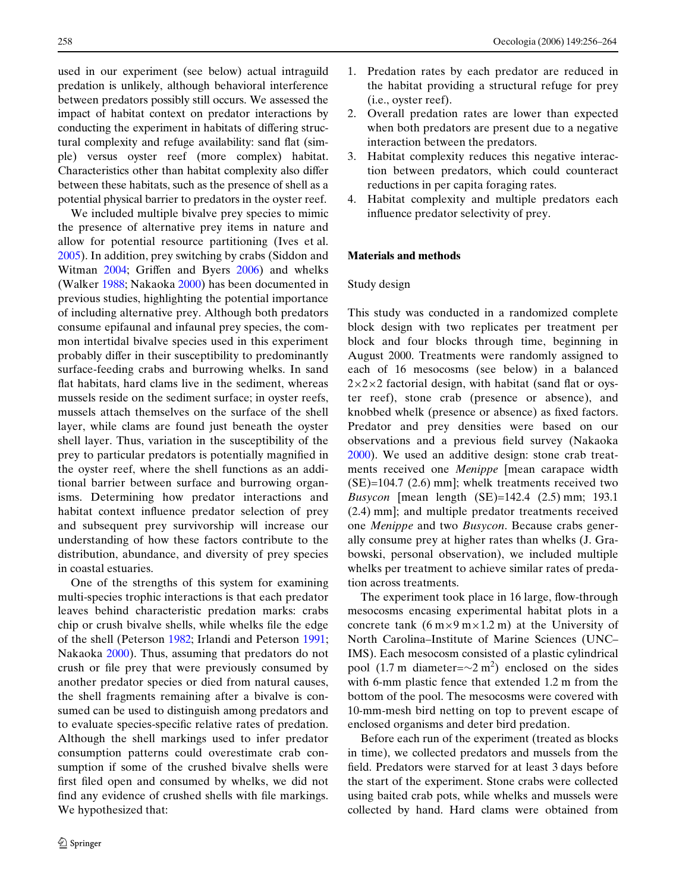used in our experiment (see below) actual intraguild predation is unlikely, although behavioral interference between predators possibly still occurs. We assessed the impact of habitat context on predator interactions by conducting the experiment in habitats of differing structural complexity and refuge availability: sand flat (simple) versus oyster reef (more complex) habitat. Characteristics other than habitat complexity also differ between these habitats, such as the presence of shell as a potential physical barrier to predators in the oyster reef.

We included multiple bivalve prey species to mimic the presence of alternative prey items in nature and allow for potential resource partitioning (Ives et al. 2005). In addition, prey switching by crabs (Siddon and Witman 2004; Griffen and Byers 2006) and whelks (Walker 1988; Nakaoka 2000) has been documented in previous studies, highlighting the potential importance of including alternative prey. Although both predators consume epifaunal and infaunal prey species, the common intertidal bivalve species used in this experiment probably differ in their susceptibility to predominantly surface-feeding crabs and burrowing whelks. In sand flat habitats, hard clams live in the sediment, whereas mussels reside on the sediment surface; in oyster reefs, mussels attach themselves on the surface of the shell layer, while clams are found just beneath the oyster shell layer. Thus, variation in the susceptibility of the prey to particular predators is potentially magnified in the oyster reef, where the shell functions as an additional barrier between surface and burrowing organisms. Determining how predator interactions and habitat context influence predator selection of prey and subsequent prey survivorship will increase our understanding of how these factors contribute to the distribution, abundance, and diversity of prey species in coastal estuaries.

One of the strengths of this system for examining multi-species trophic interactions is that each predator leaves behind characteristic predation marks: crabs chip or crush bivalve shells, while whelks file the edge of the shell (Peterson 1982; Irlandi and Peterson 1991; Nakaoka 2000). Thus, assuming that predators do not crush or file prey that were previously consumed by another predator species or died from natural causes, the shell fragments remaining after a bivalve is consumed can be used to distinguish among predators and to evaluate species-specific relative rates of predation. Although the shell markings used to infer predator consumption patterns could overestimate crab consumption if some of the crushed bivalve shells were first filed open and consumed by whelks, we did not find any evidence of crushed shells with file markings. We hypothesized that:

1. Predation rates by each predator are reduced in the habitat providing a structural refuge for prey (i.e., oyster reef).
2. Overall predation rates are lower than expected when both predators are present due to a negative interaction between the predators.
3. Habitat complexity reduces this negative interaction between predators, which could counteract reductions in per capita foraging rates.
4. Habitat complexity and multiple predators each influence predator selectivity of prey.

## Materials and methods

### Study design

This study was conducted in a randomized complete block design with two replicates per treatment per block and four blocks through time, beginning in August 2000. Treatments were randomly assigned to each of 16 mesocosms (see below) in a balanced $2 \times 2 \times 2$ factorial design, with habitat (sand flat or oyster reef), stone crab (presence or absence), and knobbed whelk (presence or absence) as fixed factors. Predator and prey densities were based on our observations and a previous field survey (Nakaoka 2000). We used an additive design: stone crab treatments received one *Menippe* [mean carapace width (SE)=104.7 (2.6) mm]; whelk treatments received two *Busycon* [mean length (SE)=142.4 (2.5) mm; 193.1 (2.4) mm]; and multiple predator treatments received one *Menippe* and two *Busycon*. Because crabs generally consume prey at higher rates than whelks (J. Grabowski, personal observation), we included multiple whelks per treatment to achieve similar rates of predation across treatments.

The experiment took place in 16 large, flow-through mesocosms encasing experimental habitat plots in a concrete tank ($6\ \text{m} \times 9\ \text{m} \times 1.2\ \text{m}$) at the University of North Carolina–Institute of Marine Sciences (UNC–IMS). Each mesocosm consisted of a plastic cylindrical pool (1.7 m diameter=$\sim$2 $\text{m}^2$) enclosed on the sides with 6-mm plastic fence that extended 1.2 m from the bottom of the pool. The mesocosms were covered with 10-mm-mesh bird netting on top to prevent escape of enclosed organisms and deter bird predation.

Before each run of the experiment (treated as blocks in time), we collected predators and mussels from the field. Predators were starved for at least 3 days before the start of the experiment. Stone crabs were collected using baited crab pots, while whelks and mussels were collected by hand. Hard clams were obtained from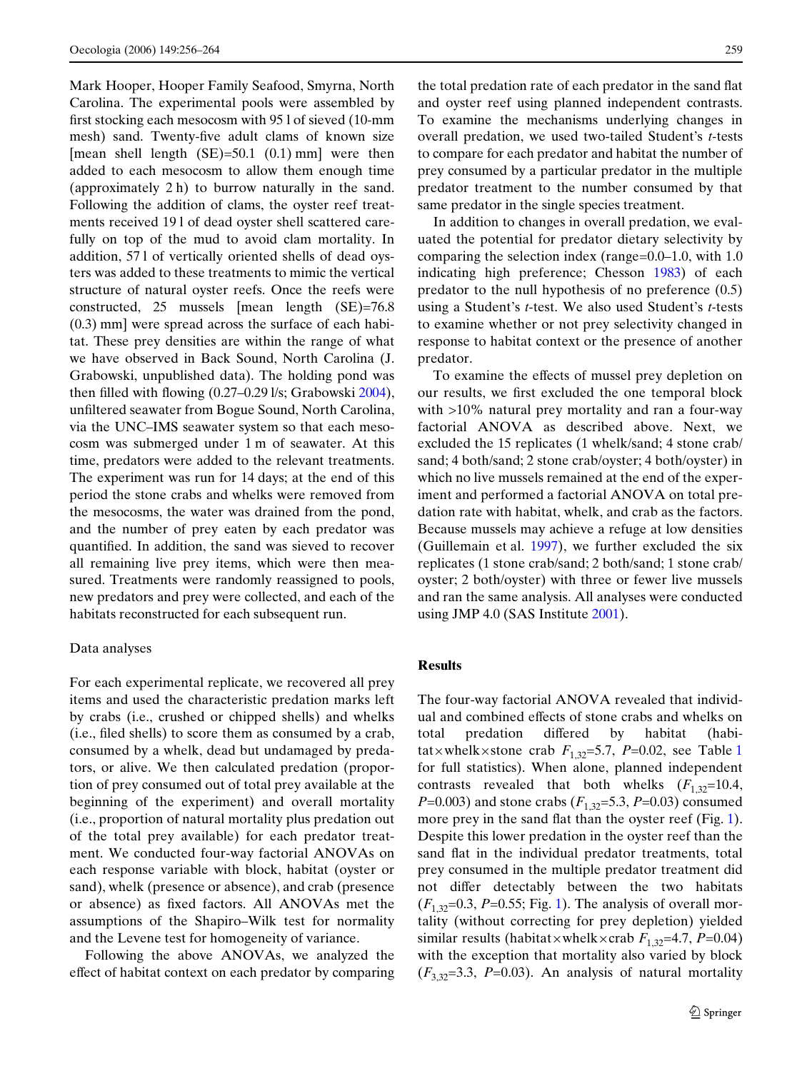Mark Hooper, Hooper Family Seafood, Smyrna, North Carolina. The experimental pools were assembled by first stocking each mesocosm with 95 l of sieved (10-mm mesh) sand. Twenty-five adult clams of known size [mean shell length (SE)=50.1 (0.1) mm] were then added to each mesocosm to allow them enough time (approximately 2 h) to burrow naturally in the sand. Following the addition of clams, the oyster reef treatments received 19 l of dead oyster shell scattered carefully on top of the mud to avoid clam mortality. In addition, 57 l of vertically oriented shells of dead oysters was added to these treatments to mimic the vertical structure of natural oyster reefs. Once the reefs were constructed, 25 mussels [mean length (SE)=76.8 (0.3) mm] were spread across the surface of each habitat. These prey densities are within the range of what we have observed in Back Sound, North Carolina (J. Grabowski, unpublished data). The holding pond was then filled with flowing (0.27–0.29 l/s; Grabowski 2004), unfiltered seawater from Bogue Sound, North Carolina, via the UNC–IMS seawater system so that each mesocosm was submerged under 1 m of seawater. At this time, predators were added to the relevant treatments. The experiment was run for 14 days; at the end of this period the stone crabs and whelks were removed from the mesocosms, the water was drained from the pond, and the number of prey eaten by each predator was quantified. In addition, the sand was sieved to recover all remaining live prey items, which were then measured. Treatments were randomly reassigned to pools, new predators and prey were collected, and each of the habitats reconstructed for each subsequent run.

### Data analyses

For each experimental replicate, we recovered all prey items and used the characteristic predation marks left by crabs (i.e., crushed or chipped shells) and whelks (i.e., filed shells) to score them as consumed by a crab, consumed by a whelk, dead but undamaged by predators, or alive. We then calculated predation (proportion of prey consumed out of total prey available at the beginning of the experiment) and overall mortality (i.e., proportion of natural mortality plus predation out of the total prey available) for each predator treatment. We conducted four-way factorial ANOVAs on each response variable with block, habitat (oyster or sand), whelk (presence or absence), and crab (presence or absence) as fixed factors. All ANOVAs met the assumptions of the Shapiro–Wilk test for normality and the Levene test for homogeneity of variance.

Following the above ANOVAs, we analyzed the effect of habitat context on each predator by comparing the total predation rate of each predator in the sand flat and oyster reef using planned independent contrasts. To examine the mechanisms underlying changes in overall predation, we used two-tailed Student's *t*-tests to compare for each predator and habitat the number of prey consumed by a particular predator in the multiple predator treatment to the number consumed by that same predator in the single species treatment.

In addition to changes in overall predation, we evaluated the potential for predator dietary selectivity by comparing the selection index (range=0.0–1.0, with 1.0 indicating high preference; Chesson 1983) of each predator to the null hypothesis of no preference (0.5) using a Student's *t*-test. We also used Student's *t*-tests to examine whether or not prey selectivity changed in response to habitat context or the presence of another predator.

To examine the effects of mussel prey depletion on our results, we first excluded the one temporal block with >10% natural prey mortality and ran a four-way factorial ANOVA as described above. Next, we excluded the 15 replicates (1 whelk/sand; 4 stone crab/sand; 4 both/sand; 2 stone crab/oyster; 4 both/oyster) in which no live mussels remained at the end of the experiment and performed a factorial ANOVA on total predation rate with habitat, whelk, and crab as the factors. Because mussels may achieve a refuge at low densities (Guillemain et al. 1997), we further excluded the six replicates (1 stone crab/sand; 2 both/sand; 1 stone crab/oyster; 2 both/oyster) with three or fewer live mussels and ran the same analysis. All analyses were conducted using JMP 4.0 (SAS Institute 2001).

## Results

The four-way factorial ANOVA revealed that individual and combined effects of stone crabs and whelks on total predation differed by habitat (habitat×whelk×stone crab $F_{1,32}$=5.7, $P$=0.02, see Table 1 for full statistics). When alone, planned independent contrasts revealed that both whelks ($F_{1,32}$=10.4, $P$=0.003) and stone crabs ($F_{1,32}$=5.3, $P$=0.03) consumed more prey in the sand flat than the oyster reef (Fig. 1). Despite this lower predation in the oyster reef than the sand flat in the individual predator treatments, total prey consumed in the multiple predator treatment did not differ detectably between the two habitats ($F_{1,32}$=0.3, $P$=0.55; Fig. 1). The analysis of overall mortality (without correcting for prey depletion) yielded similar results (habitat×whelk×crab $F_{1,32}$=4.7, $P$=0.04) with the exception that mortality also varied by block ($F_{3,32}$=3.3, $P$=0.03). An analysis of natural mortality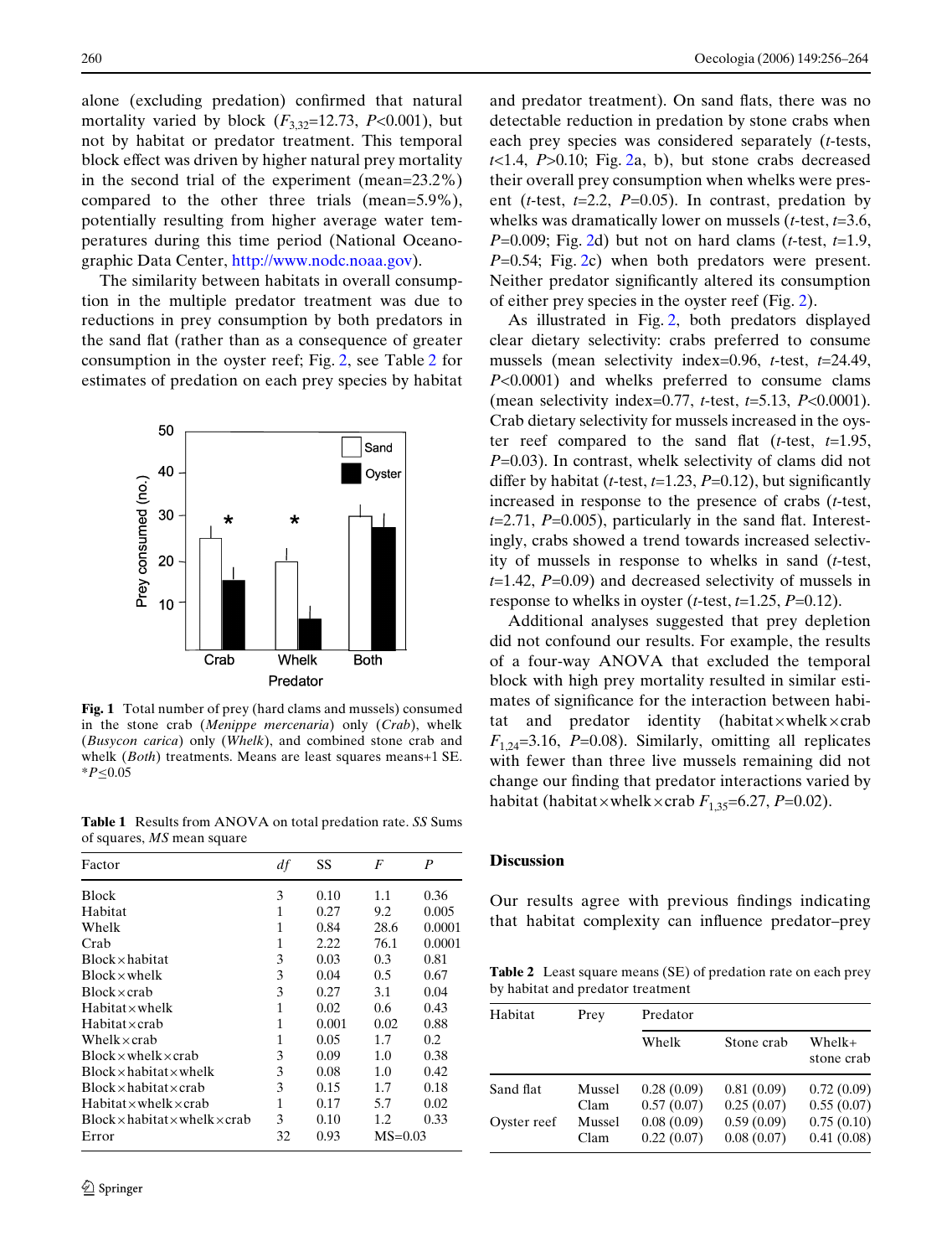alone (excluding predation) confirmed that natural mortality varied by block ($F_{3,32}$=12.73, $P$<0.001), but not by habitat or predator treatment. This temporal block effect was driven by higher natural prey mortality in the second trial of the experiment (mean=23.2%) compared to the other three trials (mean=5.9%), potentially resulting from higher average water temperatures during this time period (National Oceanographic Data Center, http://www.nodc.noaa.gov).

The similarity between habitats in overall consumption in the multiple predator treatment was due to reductions in prey consumption by both predators in the sand flat (rather than as a consequence of greater consumption in the oyster reef; Fig. 2, see Table 2 for estimates of predation on each prey species by habitat and predator treatment). On sand flats, there was no detectable reduction in predation by stone crabs when each prey species was considered separately ($t$-tests, $t$<1.4, $P$>0.10; Fig. 2a, b), but stone crabs decreased their overall prey consumption when whelks were present ($t$-test, $t$=2.2, $P$=0.05). In contrast, predation by whelks was dramatically lower on mussels ($t$-test, $t$=3.6, $P$=0.009; Fig. 2d) but not on hard clams ($t$-test, $t$=1.9, $P$=0.54; Fig. 2c) when both predators were present. Neither predator significantly altered its consumption of either prey species in the oyster reef (Fig. 2).

As illustrated in Fig. 2, both predators displayed clear dietary selectivity: crabs preferred to consume mussels (mean selectivity index=0.96, $t$-test, $t$=24.49, $P$<0.0001) and whelks preferred to consume clams (mean selectivity index=0.77, $t$-test, $t$=5.13, $P$<0.0001). Crab dietary selectivity for mussels increased in the oyster reef compared to the sand flat ($t$-test, $t$=1.95, $P$=0.03). In contrast, whelk selectivity of clams did not differ by habitat ($t$-test, $t$=1.23, $P$=0.12), but significantly increased in response to the presence of crabs ($t$-test, $t$=2.71, $P$=0.005), particularly in the sand flat. Interestingly, crabs showed a trend towards increased selectivity of mussels in response to whelks in sand ($t$-test, $t$=1.42, $P$=0.09) and decreased selectivity of mussels in response to whelks in oyster ($t$-test, $t$=1.25, $P$=0.12).

Additional analyses suggested that prey depletion did not confound our results. For example, the results of a four-way ANOVA that excluded the temporal block with high prey mortality resulted in similar estimates of significance for the interaction between habitat and predator identity (habitat×whelk×crab $F_{1,24}$=3.16, $P$=0.08). Similarly, omitting all replicates with fewer than three live mussels remaining did not change our finding that predator interactions varied by habitat (habitat×whelk×crab $F_{1,35}$=6.27, $P$=0.02).

**Fig. 1** Total number of prey (hard clams and mussels) consumed in the stone crab (*Menippe mercenaria*) only (*Crab*), whelk (*Busycon carica*) only (*Whelk*), and combined stone crab and whelk (*Both*) treatments. Means are least squares means+1 SE. *$P$≤0.05

**Table 1** Results from ANOVA on total predation rate. *SS* Sums of squares, *MS* mean square

| Factor | *df* | SS | *F* | *P* |
|---|---|---|---|---|
| Block | 3 | 0.10 | 1.1 | 0.36 |
| Habitat | 1 | 0.27 | 9.2 | 0.005 |
| Whelk | 1 | 0.84 | 28.6 | 0.0001 |
| Crab | 1 | 2.22 | 76.1 | 0.0001 |
| Block×habitat | 3 | 0.03 | 0.3 | 0.81 |
| Block×whelk | 3 | 0.04 | 0.5 | 0.67 |
| Block×crab | 3 | 0.27 | 3.1 | 0.04 |
| Habitat×whelk | 1 | 0.02 | 0.6 | 0.43 |
| Habitat×crab | 1 | 0.001 | 0.02 | 0.88 |
| Whelk×crab | 1 | 0.05 | 1.7 | 0.2 |
| Block×whelk×crab | 3 | 0.09 | 1.0 | 0.38 |
| Block×habitat×whelk | 3 | 0.08 | 1.0 | 0.42 |
| Block×habitat×crab | 3 | 0.15 | 1.7 | 0.18 |
| Habitat×whelk×crab | 1 | 0.17 | 5.7 | 0.02 |
| Block×habitat×whelk×crab | 3 | 0.10 | 1.2 | 0.33 |
| Error | 32 | 0.93 | MS=0.03 | |

## Discussion

Our results agree with previous findings indicating that habitat complexity can influence predator–prey

**Table 2** Least square means (SE) of predation rate on each prey by habitat and predator treatment

| Habitat | Prey | Predator | | |
|---|---|---|---|---|
| | | Whelk | Stone crab | Whelk+ stone crab |
| Sand flat | Mussel | 0.28 (0.09) | 0.81 (0.09) | 0.72 (0.09) |
| | Clam | 0.57 (0.07) | 0.25 (0.07) | 0.55 (0.07) |
| Oyster reef | Mussel | 0.08 (0.09) | 0.59 (0.09) | 0.75 (0.10) |
| | Clam | 0.22 (0.07) | 0.08 (0.07) | 0.41 (0.08) |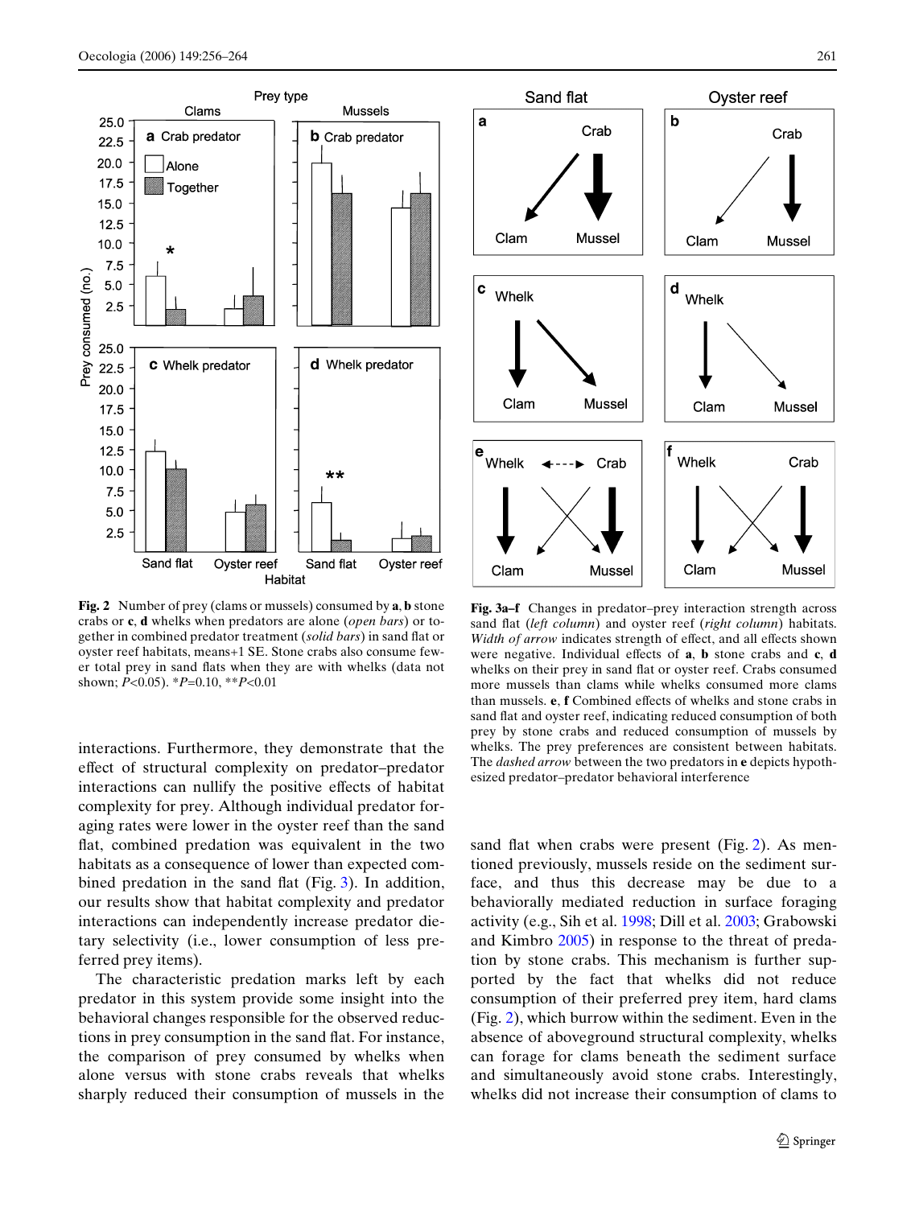**Fig. 2** Number of prey (clams or mussels) consumed by **a**, **b** stone crabs or **c**, **d** whelks when predators are alone (*open bars*) or together in combined predator treatment (*solid bars*) in sand flat or oyster reef habitats, means+1 SE. Stone crabs also consume fewer total prey in sand flats when they are with whelks (data not shown; $P<0.05$). *$P=0.10$, **$P<0.01$

**Fig. 3a–f** Changes in predator–prey interaction strength across sand flat (*left column*) and oyster reef (*right column*) habitats. *Width of arrow* indicates strength of effect, and all effects shown were negative. Individual effects of **a**, **b** stone crabs and **c**, **d** whelks on their prey in sand flat or oyster reef. Crabs consumed more mussels than clams while whelks consumed more clams than mussels. **e**, **f** Combined effects of whelks and stone crabs in sand flat and oyster reef, indicating reduced consumption of both prey by stone crabs and reduced consumption of mussels by whelks. The prey preferences are consistent between habitats. The *dashed arrow* between the two predators in **e** depicts hypothesized predator–predator behavioral interference

interactions. Furthermore, they demonstrate that the effect of structural complexity on predator–predator interactions can nullify the positive effects of habitat complexity for prey. Although individual predator foraging rates were lower in the oyster reef than the sand flat, combined predation was equivalent in the two habitats as a consequence of lower than expected combined predation in the sand flat (Fig. 3). In addition, our results show that habitat complexity and predator interactions can independently increase predator dietary selectivity (i.e., lower consumption of less preferred prey items).

The characteristic predation marks left by each predator in this system provide some insight into the behavioral changes responsible for the observed reductions in prey consumption in the sand flat. For instance, the comparison of prey consumed by whelks when alone versus with stone crabs reveals that whelks sharply reduced their consumption of mussels in the sand flat when crabs were present (Fig. 2). As mentioned previously, mussels reside on the sediment surface, and thus this decrease may be due to a behaviorally mediated reduction in surface foraging activity (e.g., Sih et al. 1998; Dill et al. 2003; Grabowski and Kimbro 2005) in response to the threat of predation by stone crabs. This mechanism is further supported by the fact that whelks did not reduce consumption of their preferred prey item, hard clams (Fig. 2), which burrow within the sediment. Even in the absence of aboveground structural complexity, whelks can forage for clams beneath the sediment surface and simultaneously avoid stone crabs. Interestingly, whelks did not increase their consumption of clams to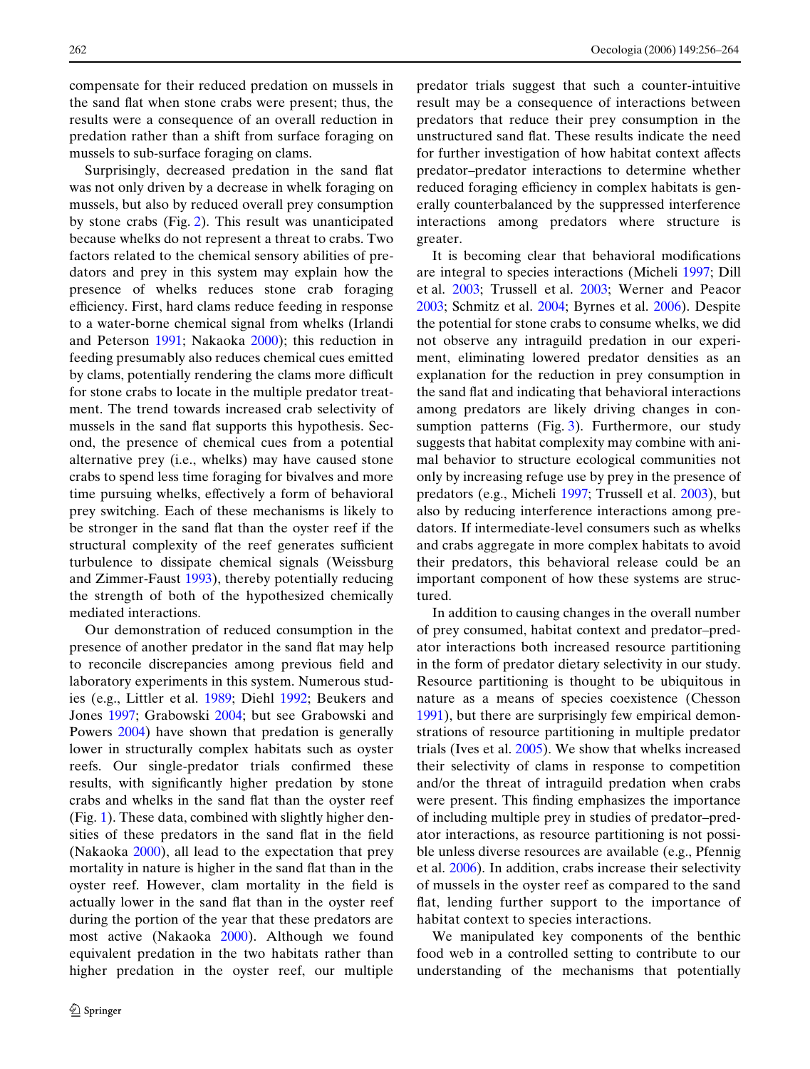compensate for their reduced predation on mussels in the sand flat when stone crabs were present; thus, the results were a consequence of an overall reduction in predation rather than a shift from surface foraging on mussels to sub-surface foraging on clams.

Surprisingly, decreased predation in the sand flat was not only driven by a decrease in whelk foraging on mussels, but also by reduced overall prey consumption by stone crabs (Fig. 2). This result was unanticipated because whelks do not represent a threat to crabs. Two factors related to the chemical sensory abilities of predators and prey in this system may explain how the presence of whelks reduces stone crab foraging efficiency. First, hard clams reduce feeding in response to a water-borne chemical signal from whelks (Irlandi and Peterson 1991; Nakaoka 2000); this reduction in feeding presumably also reduces chemical cues emitted by clams, potentially rendering the clams more difficult for stone crabs to locate in the multiple predator treatment. The trend towards increased crab selectivity of mussels in the sand flat supports this hypothesis. Second, the presence of chemical cues from a potential alternative prey (i.e., whelks) may have caused stone crabs to spend less time foraging for bivalves and more time pursuing whelks, effectively a form of behavioral prey switching. Each of these mechanisms is likely to be stronger in the sand flat than the oyster reef if the structural complexity of the reef generates sufficient turbulence to dissipate chemical signals (Weissburg and Zimmer-Faust 1993), thereby potentially reducing the strength of both of the hypothesized chemically mediated interactions.

Our demonstration of reduced consumption in the presence of another predator in the sand flat may help to reconcile discrepancies among previous field and laboratory experiments in this system. Numerous studies (e.g., Littler et al. 1989; Diehl 1992; Beukers and Jones 1997; Grabowski 2004; but see Grabowski and Powers 2004) have shown that predation is generally lower in structurally complex habitats such as oyster reefs. Our single-predator trials confirmed these results, with significantly higher predation by stone crabs and whelks in the sand flat than the oyster reef (Fig. 1). These data, combined with slightly higher densities of these predators in the sand flat in the field (Nakaoka 2000), all lead to the expectation that prey mortality in nature is higher in the sand flat than in the oyster reef. However, clam mortality in the field is actually lower in the sand flat than in the oyster reef during the portion of the year that these predators are most active (Nakaoka 2000). Although we found equivalent predation in the two habitats rather than higher predation in the oyster reef, our multiple predator trials suggest that such a counter-intuitive result may be a consequence of interactions between predators that reduce their prey consumption in the unstructured sand flat. These results indicate the need for further investigation of how habitat context affects predator–predator interactions to determine whether reduced foraging efficiency in complex habitats is generally counterbalanced by the suppressed interference interactions among predators where structure is greater.

It is becoming clear that behavioral modifications are integral to species interactions (Micheli 1997; Dill et al. 2003; Trussell et al. 2003; Werner and Peacor 2003; Schmitz et al. 2004; Byrnes et al. 2006). Despite the potential for stone crabs to consume whelks, we did not observe any intraguild predation in our experiment, eliminating lowered predator densities as an explanation for the reduction in prey consumption in the sand flat and indicating that behavioral interactions among predators are likely driving changes in consumption patterns (Fig. 3). Furthermore, our study suggests that habitat complexity may combine with animal behavior to structure ecological communities not only by increasing refuge use by prey in the presence of predators (e.g., Micheli 1997; Trussell et al. 2003), but also by reducing interference interactions among predators. If intermediate-level consumers such as whelks and crabs aggregate in more complex habitats to avoid their predators, this behavioral release could be an important component of how these systems are structured.

In addition to causing changes in the overall number of prey consumed, habitat context and predator–predator interactions both increased resource partitioning in the form of predator dietary selectivity in our study. Resource partitioning is thought to be ubiquitous in nature as a means of species coexistence (Chesson 1991), but there are surprisingly few empirical demonstrations of resource partitioning in multiple predator trials (Ives et al. 2005). We show that whelks increased their selectivity of clams in response to competition and/or the threat of intraguild predation when crabs were present. This finding emphasizes the importance of including multiple prey in studies of predator–predator interactions, as resource partitioning is not possible unless diverse resources are available (e.g., Pfennig et al. 2006). In addition, crabs increase their selectivity of mussels in the oyster reef as compared to the sand flat, lending further support to the importance of habitat context to species interactions.

We manipulated key components of the benthic food web in a controlled setting to contribute to our understanding of the mechanisms that potentially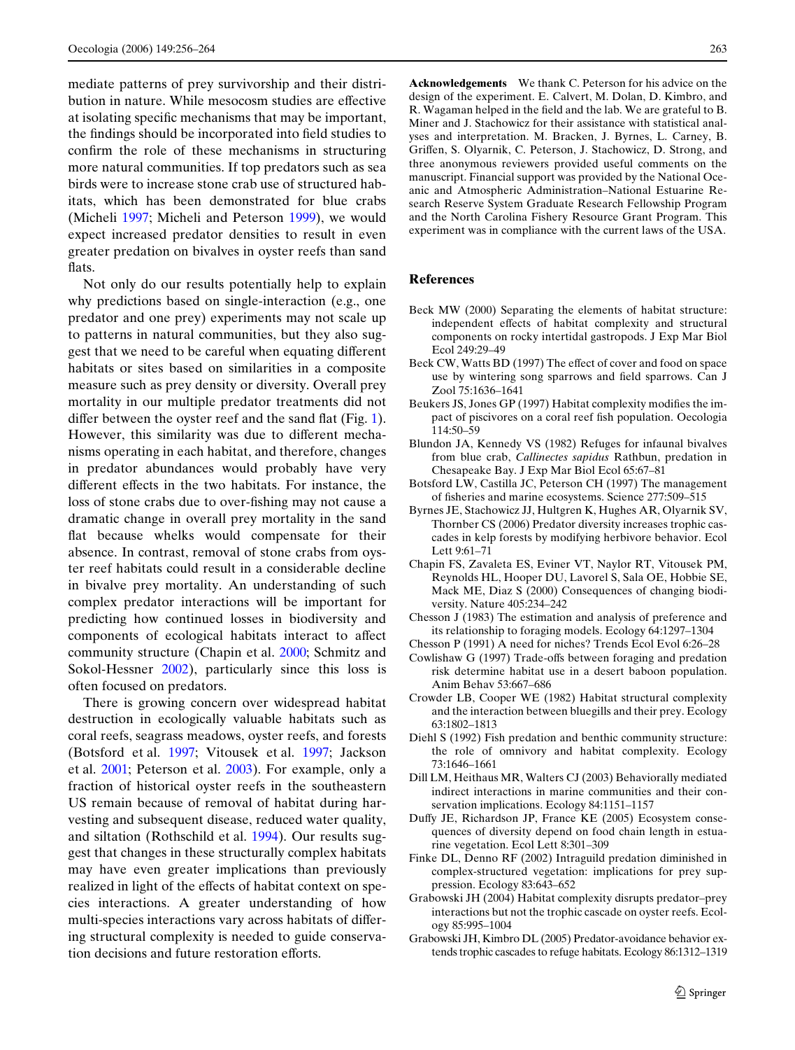mediate patterns of prey survivorship and their distribution in nature. While mesocosm studies are effective at isolating specific mechanisms that may be important, the findings should be incorporated into field studies to confirm the role of these mechanisms in structuring more natural communities. If top predators such as sea birds were to increase stone crab use of structured habitats, which has been demonstrated for blue crabs (Micheli 1997; Micheli and Peterson 1999), we would expect increased predator densities to result in even greater predation on bivalves in oyster reefs than sand flats.

Not only do our results potentially help to explain why predictions based on single-interaction (e.g., one predator and one prey) experiments may not scale up to patterns in natural communities, but they also suggest that we need to be careful when equating different habitats or sites based on similarities in a composite measure such as prey density or diversity. Overall prey mortality in our multiple predator treatments did not differ between the oyster reef and the sand flat (Fig. 1). However, this similarity was due to different mechanisms operating in each habitat, and therefore, changes in predator abundances would probably have very different effects in the two habitats. For instance, the loss of stone crabs due to over-fishing may not cause a dramatic change in overall prey mortality in the sand flat because whelks would compensate for their absence. In contrast, removal of stone crabs from oyster reef habitats could result in a considerable decline in bivalve prey mortality. An understanding of such complex predator interactions will be important for predicting how continued losses in biodiversity and components of ecological habitats interact to affect community structure (Chapin et al. 2000; Schmitz and Sokol-Hessner 2002), particularly since this loss is often focused on predators.

There is growing concern over widespread habitat destruction in ecologically valuable habitats such as coral reefs, seagrass meadows, oyster reefs, and forests (Botsford et al. 1997; Vitousek et al. 1997; Jackson et al. 2001; Peterson et al. 2003). For example, only a fraction of historical oyster reefs in the southeastern US remain because of removal of habitat during harvesting and subsequent disease, reduced water quality, and siltation (Rothschild et al. 1994). Our results suggest that changes in these structurally complex habitats may have even greater implications than previously realized in light of the effects of habitat context on species interactions. A greater understanding of how multi-species interactions vary across habitats of differing structural complexity is needed to guide conservation decisions and future restoration efforts.

**Acknowledgements** We thank C. Peterson for his advice on the design of the experiment. E. Calvert, M. Dolan, D. Kimbro, and R. Wagaman helped in the field and the lab. We are grateful to B. Miner and J. Stachowicz for their assistance with statistical analyses and interpretation. M. Bracken, J. Byrnes, L. Carney, B. Griffen, S. Olyarnik, C. Peterson, J. Stachowicz, D. Strong, and three anonymous reviewers provided useful comments on the manuscript. Financial support was provided by the National Oceanic and Atmospheric Administration–National Estuarine Research Reserve System Graduate Research Fellowship Program and the North Carolina Fishery Resource Grant Program. This experiment was in compliance with the current laws of the USA.

## References

Beck MW (2000) Separating the elements of habitat structure: independent effects of habitat complexity and structural components on rocky intertidal gastropods. J Exp Mar Biol Ecol 249:29–49

Beck CW, Watts BD (1997) The effect of cover and food on space use by wintering song sparrows and field sparrows. Can J Zool 75:1636–1641

Beukers JS, Jones GP (1997) Habitat complexity modifies the impact of piscivores on a coral reef fish population. Oecologia 114:50–59

Blundon JA, Kennedy VS (1982) Refuges for infaunal bivalves from blue crab, *Callinectes sapidus* Rathbun, predation in Chesapeake Bay. J Exp Mar Biol Ecol 65:67–81

Botsford LW, Castilla JC, Peterson CH (1997) The management of fisheries and marine ecosystems. Science 277:509–515

Byrnes JE, Stachowicz JJ, Hultgren K, Hughes AR, Olyarnik SV, Thornber CS (2006) Predator diversity increases trophic cascades in kelp forests by modifying herbivore behavior. Ecol Lett 9:61–71

Chapin FS, Zavaleta ES, Eviner VT, Naylor RT, Vitousek PM, Reynolds HL, Hooper DU, Lavorel S, Sala OE, Hobbie SE, Mack ME, Diaz S (2000) Consequences of changing biodiversity. Nature 405:234–242

Chesson J (1983) The estimation and analysis of preference and its relationship to foraging models. Ecology 64:1297–1304

Chesson P (1991) A need for niches? Trends Ecol Evol 6:26–28

Cowlishaw G (1997) Trade-offs between foraging and predation risk determine habitat use in a desert baboon population. Anim Behav 53:667–686

Crowder LB, Cooper WE (1982) Habitat structural complexity and the interaction between bluegills and their prey. Ecology 63:1802–1813

Diehl S (1992) Fish predation and benthic community structure: the role of omnivory and habitat complexity. Ecology 73:1646–1661

Dill LM, Heithaus MR, Walters CJ (2003) Behaviorally mediated indirect interactions in marine communities and their conservation implications. Ecology 84:1151–1157

Duffy JE, Richardson JP, France KE (2005) Ecosystem consequences of diversity depend on food chain length in estuarine vegetation. Ecol Lett 8:301–309

Finke DL, Denno RF (2002) Intraguild predation diminished in complex-structured vegetation: implications for prey suppression. Ecology 83:643–652

Grabowski JH (2004) Habitat complexity disrupts predator–prey interactions but not the trophic cascade on oyster reefs. Ecology 85:995–1004

Grabowski JH, Kimbro DL (2005) Predator-avoidance behavior extends trophic cascades to refuge habitats. Ecology 86:1312–1319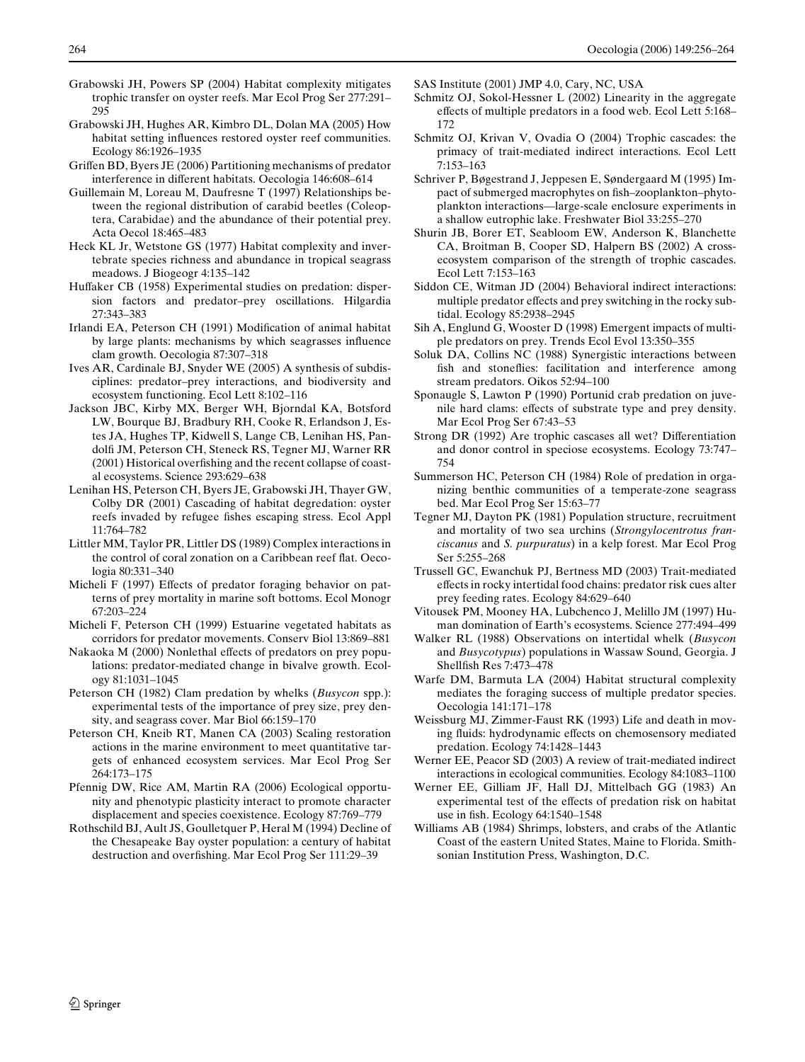Grabowski JH, Powers SP (2004) Habitat complexity mitigates trophic transfer on oyster reefs. Mar Ecol Prog Ser 277:291–295

Grabowski JH, Hughes AR, Kimbro DL, Dolan MA (2005) How habitat setting influences restored oyster reef communities. Ecology 86:1926–1935

Griffen BD, Byers JE (2006) Partitioning mechanisms of predator interference in different habitats. Oecologia 146:608–614

Guillemain M, Loreau M, Daufresne T (1997) Relationships between the regional distribution of carabid beetles (Coleoptera, Carabidae) and the abundance of their potential prey. Acta Oecol 18:465–483

Heck KL Jr, Wetstone GS (1977) Habitat complexity and invertebrate species richness and abundance in tropical seagrass meadows. J Biogeogr 4:135–142

Huffaker CB (1958) Experimental studies on predation: dispersion factors and predator–prey oscillations. Hilgardia 27:343–383

Irlandi EA, Peterson CH (1991) Modification of animal habitat by large plants: mechanisms by which seagrasses influence clam growth. Oecologia 87:307–318

Ives AR, Cardinale BJ, Snyder WE (2005) A synthesis of subdisciplines: predator–prey interactions, and biodiversity and ecosystem functioning. Ecol Lett 8:102–116

Jackson JBC, Kirby MX, Berger WH, Bjorndal KA, Botsford LW, Bourque BJ, Bradbury RH, Cooke R, Erlandson J, Estes JA, Hughes TP, Kidwell S, Lange CB, Lenihan HS, Pandolfi JM, Peterson CH, Steneck RS, Tegner MJ, Warner RR (2001) Historical overfishing and the recent collapse of coastal ecosystems. Science 293:629–638

Lenihan HS, Peterson CH, Byers JE, Grabowski JH, Thayer GW, Colby DR (2001) Cascading of habitat degredation: oyster reefs invaded by refugee fishes escaping stress. Ecol Appl 11:764–782

Littler MM, Taylor PR, Littler DS (1989) Complex interactions in the control of coral zonation on a Caribbean reef flat. Oecologia 80:331–340

Micheli F (1997) Effects of predator foraging behavior on patterns of prey mortality in marine soft bottoms. Ecol Monogr 67:203–224

Micheli F, Peterson CH (1999) Estuarine vegetated habitats as corridors for predator movements. Conserv Biol 13:869–881

Nakaoka M (2000) Nonlethal effects of predators on prey populations: predator-mediated change in bivalve growth. Ecology 81:1031–1045

Peterson CH (1982) Clam predation by whelks (*Busycon* spp.): experimental tests of the importance of prey size, prey density, and seagrass cover. Mar Biol 66:159–170

Peterson CH, Kneib RT, Manen CA (2003) Scaling restoration actions in the marine environment to meet quantitative targets of enhanced ecosystem services. Mar Ecol Prog Ser 264:173–175

Pfennig DW, Rice AM, Martin RA (2006) Ecological opportunity and phenotypic plasticity interact to promote character displacement and species coexistence. Ecology 87:769–779

Rothschild BJ, Ault JS, Goulletquer P, Heral M (1994) Decline of the Chesapeake Bay oyster population: a century of habitat destruction and overfishing. Mar Ecol Prog Ser 111:29–39

SAS Institute (2001) JMP 4.0, Cary, NC, USA

Schmitz OJ, Sokol-Hessner L (2002) Linearity in the aggregate effects of multiple predators in a food web. Ecol Lett 5:168–172

Schmitz OJ, Krivan V, Ovadia O (2004) Trophic cascades: the primacy of trait-mediated indirect interactions. Ecol Lett 7:153–163

Schriver P, Bøgestrand J, Jeppesen E, Søndergaard M (1995) Impact of submerged macrophytes on fish–zooplankton–phytoplankton interactions—large-scale enclosure experiments in a shallow eutrophic lake. Freshwater Biol 33:255–270

Shurin JB, Borer ET, Seabloom EW, Anderson K, Blanchette CA, Broitman B, Cooper SD, Halpern BS (2002) A cross-ecosystem comparison of the strength of trophic cascades. Ecol Lett 7:153–163

Siddon CE, Witman JD (2004) Behavioral indirect interactions: multiple predator effects and prey switching in the rocky subtidal. Ecology 85:2938–2945

Sih A, Englund G, Wooster D (1998) Emergent impacts of multiple predators on prey. Trends Ecol Evol 13:350–355

Soluk DA, Collins NC (1988) Synergistic interactions between fish and stoneflies: facilitation and interference among stream predators. Oikos 52:94–100

Sponaugle S, Lawton P (1990) Portunid crab predation on juvenile hard clams: effects of substrate type and prey density. Mar Ecol Prog Ser 67:43–53

Strong DR (1992) Are trophic cascases all wet? Differentiation and donor control in speciose ecosystems. Ecology 73:747–754

Summerson HC, Peterson CH (1984) Role of predation in organizing benthic communities of a temperate-zone seagrass bed. Mar Ecol Prog Ser 15:63–77

Tegner MJ, Dayton PK (1981) Population structure, recruitment and mortality of two sea urchins (*Strongylocentrotus franciscanus* and *S. purpuratus*) in a kelp forest. Mar Ecol Prog Ser 5:255–268

Trussell GC, Ewanchuk PJ, Bertness MD (2003) Trait-mediated effects in rocky intertidal food chains: predator risk cues alter prey feeding rates. Ecology 84:629–640

Vitousek PM, Mooney HA, Lubchenco J, Melillo JM (1997) Human domination of Earth's ecosystems. Science 277:494–499

Walker RL (1988) Observations on intertidal whelk (*Busycon* and *Busycotypus*) populations in Wassaw Sound, Georgia. J Shellfish Res 7:473–478

Warfe DM, Barmuta LA (2004) Habitat structural complexity mediates the foraging success of multiple predator species. Oecologia 141:171–178

Weissburg MJ, Zimmer-Faust RK (1993) Life and death in moving fluids: hydrodynamic effects on chemosensory mediated predation. Ecology 74:1428–1443

Werner EE, Peacor SD (2003) A review of trait-mediated indirect interactions in ecological communities. Ecology 84:1083–1100

Werner EE, Gilliam JF, Hall DJ, Mittelbach GG (1983) An experimental test of the effects of predation risk on habitat use in fish. Ecology 64:1540–1548

Williams AB (1984) Shrimps, lobsters, and crabs of the Atlantic Coast of the eastern United States, Maine to Florida. Smithsonian Institution Press, Washington, D.C.